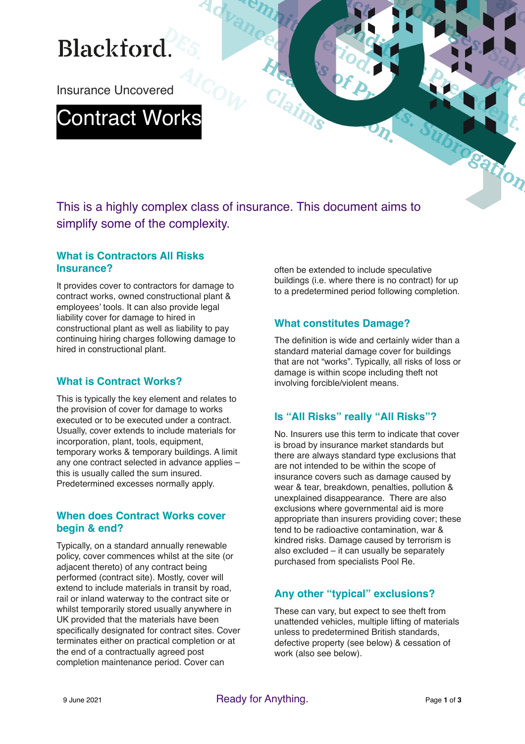Blackford.

Insurance Uncovered

# Contract Works

This is a highly complex class of insurance. This document aims to simplify some of the complexity.

## What is Contractors All Risks Insurance?

It provides cover to contractors for damage to contract works, owned constructional plant & employees' tools. It can also provide legal liability cover for damage to hired in constructional plant as well as liability to pay continuing hiring charges following damage to hired in constructional plant.

## What is Contract Works?

This is typically the key element and relates to the provision of cover for damage to works executed or to be executed under a contract. Usually, cover extends to include materials for incorporation, plant, tools, equipment, temporary works & temporary buildings. A limit any one contract selected in advance applies – this is usually called the sum insured. Predetermined excesses normally apply.

## When does Contract Works cover begin & end?

Typically, on a standard annually renewable policy, cover commences whilst at the site (or adjacent thereto) of any contract being performed (contract site). Mostly, cover will extend to include materials in transit by road, rail or inland waterway to the contract site or whilst temporarily stored usually anywhere in UK provided that the materials have been specifically designated for contract sites. Cover terminates either on practical completion or at the end of a contractually agreed post completion maintenance period. Cover can often be extended to include speculative buildings (i.e. where there is no contract) for up to a predetermined period following completion.

## What constitutes Damage?

The definition is wide and certainly wider than a standard material damage cover for buildings that are not "works". Typically, all risks of loss or damage is within scope including theft not involving forcible/violent means.

## Is "All Risks" really "All Risks"?

No. Insurers use this term to indicate that cover is broad by insurance market standards but there are always standard type exclusions that are not intended to be within the scope of insurance covers such as damage caused by wear & tear, breakdown, penalties, pollution & unexplained disappearance. There are also exclusions where governmental aid is more appropriate than insurers providing cover; these tend to be radioactive contamination, war & kindred risks. Damage caused by terrorism is also excluded – it can usually be separately purchased from specialists Pool Re.

## Any other "typical" exclusions?

These can vary, but expect to see theft from unattended vehicles, multiple lifting of materials unless to predetermined British standards, defective property (see below) & cessation of work (also see below).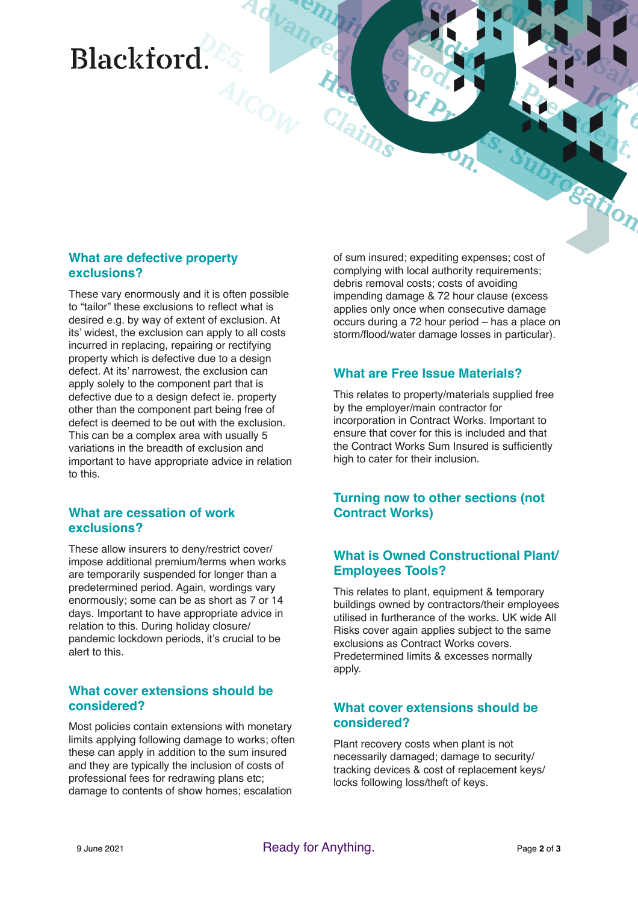## What are defective property exclusions?

These vary enormously and it is often possible to "tailor" these exclusions to reflect what is desired e.g. by way of extent of exclusion. At its' widest, the exclusion can apply to all costs incurred in replacing, repairing or rectifying property which is defective due to a design defect. At its' narrowest, the exclusion can apply solely to the component part that is defective due to a design defect ie. property other than the component part being free of defect is deemed to be out with the exclusion. This can be a complex area with usually 5 variations in the breadth of exclusion and important to have appropriate advice in relation to this.

## What are cessation of work exclusions?

These allow insurers to deny/restrict cover/ impose additional premium/terms when works are temporarily suspended for longer than a predetermined period. Again, wordings vary enormously; some can be as short as 7 or 14 days. Important to have appropriate advice in relation to this. During holiday closure/ pandemic lockdown periods, it's crucial to be alert to this.

## What cover extensions should be considered?

Most policies contain extensions with monetary limits applying following damage to works; often these can apply in addition to the sum insured and they are typically the inclusion of costs of professional fees for redrawing plans etc; damage to contents of show homes; escalation of sum insured; expediting expenses; cost of complying with local authority requirements; debris removal costs; costs of avoiding impending damage & 72 hour clause (excess applies only once when consecutive damage occurs during a 72 hour period – has a place on storm/flood/water damage losses in particular).

## What are Free Issue Materials?

This relates to property/materials supplied free by the employer/main contractor for incorporation in Contract Works. Important to ensure that cover for this is included and that the Contract Works Sum Insured is sufficiently high to cater for their inclusion.

## Turning now to other sections (not Contract Works)

## What is Owned Constructional Plant/ Employees Tools?

This relates to plant, equipment & temporary buildings owned by contractors/their employees utilised in furtherance of the works. UK wide All Risks cover again applies subject to the same exclusions as Contract Works covers. Predetermined limits & excesses normally apply.

## What cover extensions should be considered?

Plant recovery costs when plant is not necessarily damaged; damage to security/ tracking devices & cost of replacement keys/ locks following loss/theft of keys.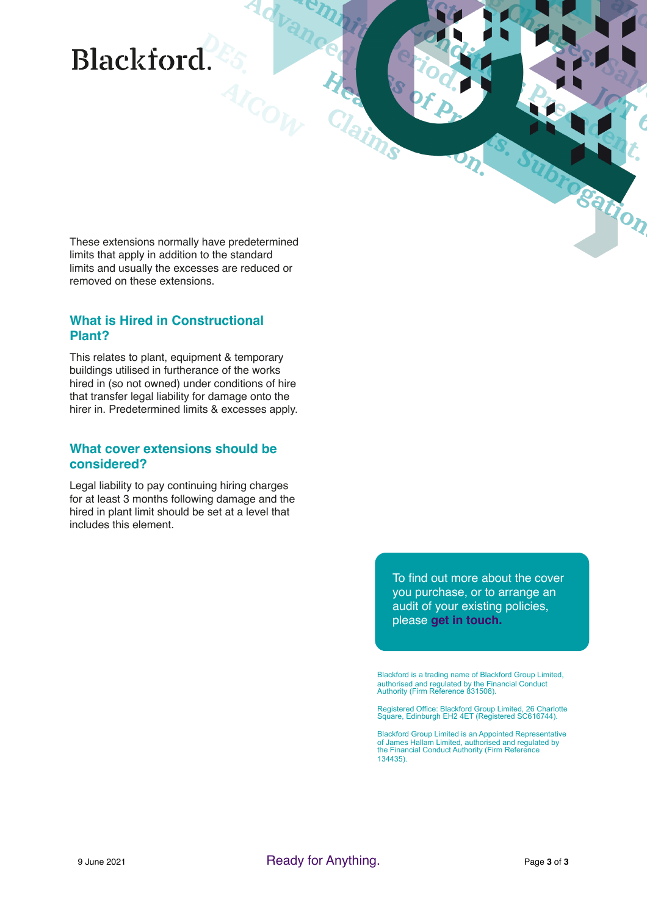These extensions normally have predetermined limits that apply in addition to the standard limits and usually the excesses are reduced or removed on these extensions.

## What is Hired in Constructional Plant?

This relates to plant, equipment & temporary buildings utilised in furtherance of the works hired in (so not owned) under conditions of hire that transfer legal liability for damage onto the hirer in. Predetermined limits & excesses apply.

## What cover extensions should be considered?

Legal liability to pay continuing hiring charges for at least 3 months following damage and the hired in plant limit should be set at a level that includes this element.

To find out more about the cover you purchase, or to arrange an audit of your existing policies, please **get in touch.**

Blackford is a trading name of Blackford Group Limited, authorised and regulated by the Financial Conduct Authority (Firm Reference 831508).

Registered Office: Blackford Group Limited, 26 Charlotte Square, Edinburgh EH2 4ET (Registered SC616744).

Blackford Group Limited is an Appointed Representative of James Hallam Limited, authorised and regulated by the Financial Conduct Authority (Firm Reference 134435).